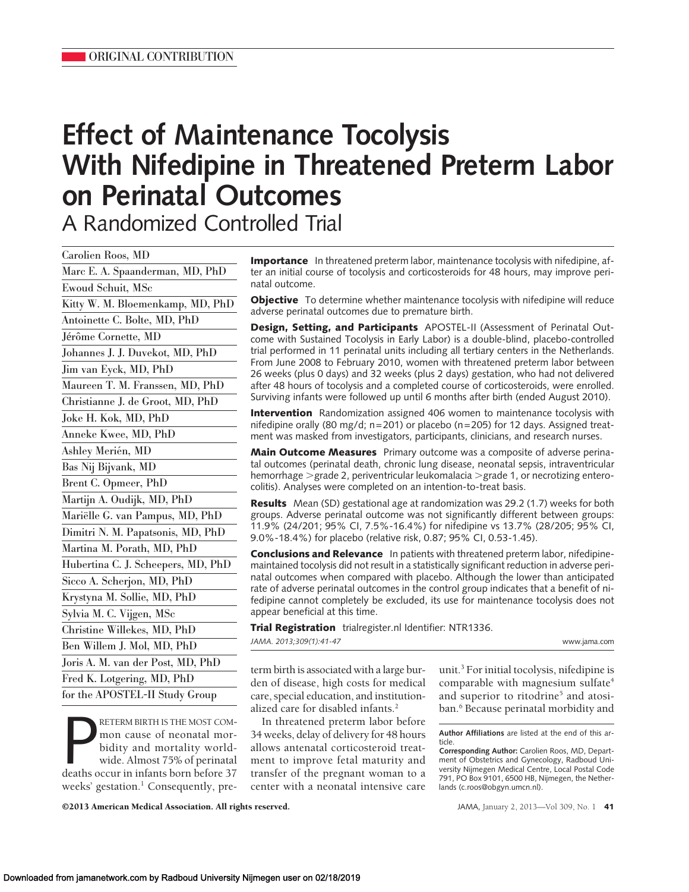ORIGINAL CONTRIBUTION

# Effect of Maintenance Tocolysis With Nifedipine in Threatened Preterm Labor on Perinatal Outcomes

## A Randomized Controlled Trial

Carolien Roos, MD
Marc E. A. Spaanderman, MD, PhD
Ewoud Schuit, MSc
Kitty W. M. Bloemenkamp, MD, PhD
Antoinette C. Bolte, MD, PhD
Jérôme Cornette, MD
Johannes J. J. Duvekot, MD, PhD
Jim van Eyck, MD, PhD
Maureen T. M. Franssen, MD, PhD
Christianne J. de Groot, MD, PhD
Joke H. Kok, MD, PhD
Anneke Kwee, MD, PhD
Ashley Meriën, MD
Bas Nij Bijvank, MD
Brent C. Opmeer, PhD
Martijn A. Oudijk, MD, PhD
Mariëlle G. van Pampus, MD, PhD
Dimitri N. M. Papatsonis, MD, PhD
Martina M. Porath, MD, PhD
Hubertina C. J. Scheepers, MD, PhD
Sicco A. Scherjon, MD, PhD
Krystyna M. Sollie, MD, PhD
Sylvia M. C. Vijgen, MSc
Christine Willekes, MD, PhD
Ben Willem J. Mol, MD, PhD
Joris A. M. van der Post, MD, PhD
Fred K. Lotgering, MD, PhD
for the APOSTEL-II Study Group

**Importance** In threatened preterm labor, maintenance tocolysis with nifedipine, after an initial course of tocolysis and corticosteroids for 48 hours, may improve perinatal outcome.

**Objective** To determine whether maintenance tocolysis with nifedipine will reduce adverse perinatal outcomes due to premature birth.

**Design, Setting, and Participants** APOSTEL-II (Assessment of Perinatal Outcome with Sustained Tocolysis in Early Labor) is a double-blind, placebo-controlled trial performed in 11 perinatal units including all tertiary centers in the Netherlands. From June 2008 to February 2010, women with threatened preterm labor between 26 weeks (plus 0 days) and 32 weeks (plus 2 days) gestation, who had not delivered after 48 hours of tocolysis and a completed course of corticosteroids, were enrolled. Surviving infants were followed up until 6 months after birth (ended August 2010).

**Intervention** Randomization assigned 406 women to maintenance tocolysis with nifedipine orally (80 mg/d; n=201) or placebo (n=205) for 12 days. Assigned treatment was masked from investigators, participants, clinicians, and research nurses.

**Main Outcome Measures** Primary outcome was a composite of adverse perinatal outcomes (perinatal death, chronic lung disease, neonatal sepsis, intraventricular hemorrhage >grade 2, periventricular leukomalacia >grade 1, or necrotizing enterocolitis). Analyses were completed on an intention-to-treat basis.

**Results** Mean (SD) gestational age at randomization was 29.2 (1.7) weeks for both groups. Adverse perinatal outcome was not significantly different between groups: 11.9% (24/201; 95% CI, 7.5%-16.4%) for nifedipine vs 13.7% (28/205; 95% CI, 9.0%-18.4%) for placebo (relative risk, 0.87; 95% CI, 0.53-1.45).

**Conclusions and Relevance** In patients with threatened preterm labor, nifedipine-maintained tocolysis did not result in a statistically significant reduction in adverse perinatal outcomes when compared with placebo. Although the lower than anticipated rate of adverse perinatal outcomes in the control group indicates that a benefit of nifedipine cannot completely be excluded, its use for maintenance tocolysis does not appear beneficial at this time.

**Trial Registration** trialregister.nl Identifier: NTR1336.

*JAMA. 2013;309(1):41-47* www.jama.com

PRETERM BIRTH IS THE MOST COMMON cause of neonatal morbidity and mortality worldwide. Almost 75% of perinatal deaths occur in infants born before 37 weeks' gestation.[1] Consequently, preterm birth is associated with a large burden of disease, high costs for medical care, special education, and institutionalized care for disabled infants.[2]

In threatened preterm labor before 34 weeks, delay of delivery for 48 hours allows antenatal corticosteroid treatment to improve fetal maturity and transfer of the pregnant woman to a center with a neonatal intensive care unit.[3] For initial tocolysis, nifedipine is comparable with magnesium sulfate[4] and superior to ritodrine[5] and atosiban.[6] Because perinatal morbidity and

**Author Affiliations** are listed at the end of this article.

**Corresponding Author:** Carolien Roos, MD, Department of Obstetrics and Gynecology, Radboud University Nijmegen Medical Centre, Local Postal Code 791, PO Box 9101, 6500 HB, Nijmegen, the Netherlands (c.roos@obgyn.umcn.nl).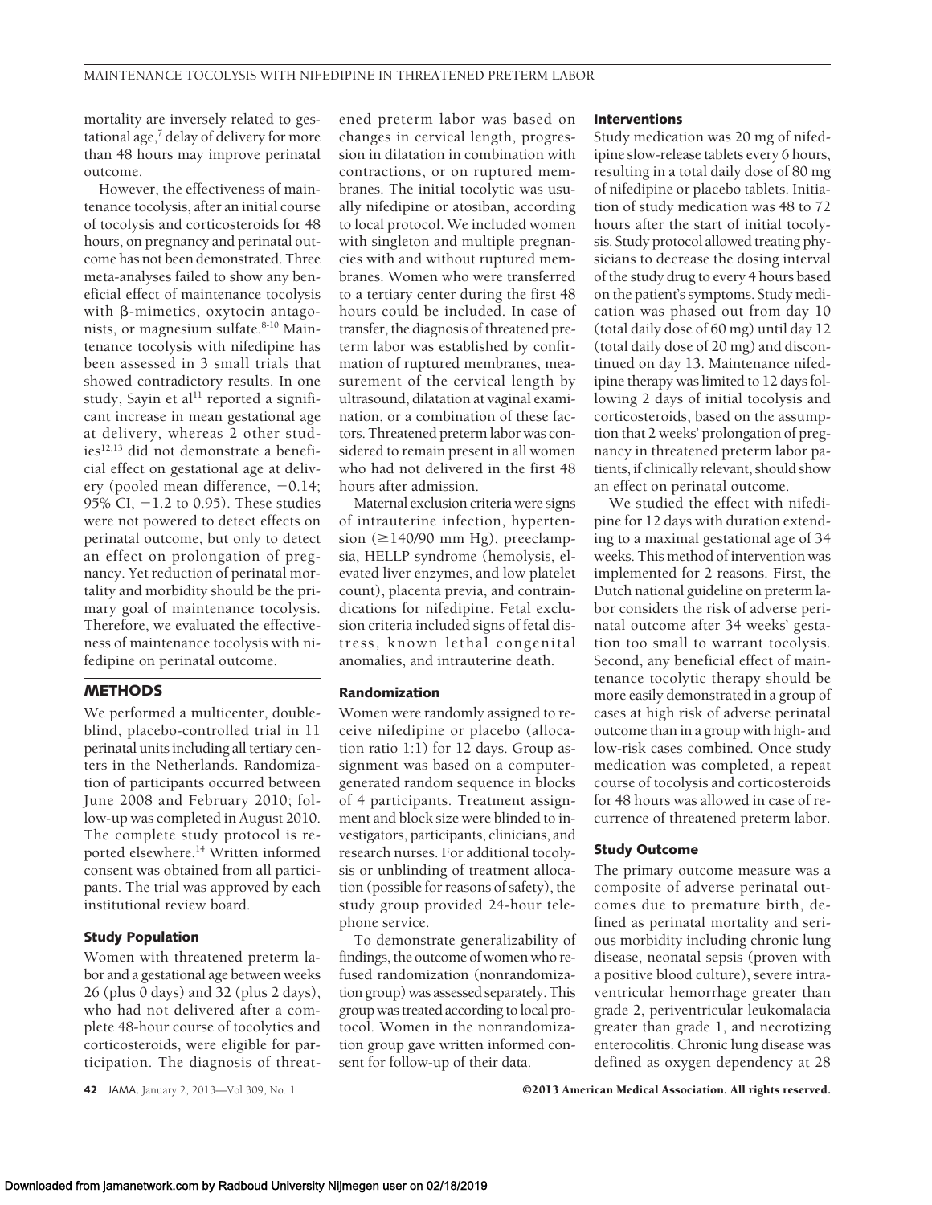mortality are inversely related to gestational age,[7] delay of delivery for more than 48 hours may improve perinatal outcome.

However, the effectiveness of maintenance tocolysis, after an initial course of tocolysis and corticosteroids for 48 hours, on pregnancy and perinatal outcome has not been demonstrated. Three meta-analyses failed to show any beneficial effect of maintenance tocolysis with β-mimetics, oxytocin antagonists, or magnesium sulfate.[8-10] Maintenance tocolysis with nifedipine has been assessed in 3 small trials that showed contradictory results. In one study, Sayin et al[11] reported a significant increase in mean gestational age at delivery, whereas 2 other studies[12,13] did not demonstrate a beneficial effect on gestational age at delivery (pooled mean difference, −0.14; 95% CI, −1.2 to 0.95). These studies were not powered to detect effects on perinatal outcome, but only to detect an effect on prolongation of pregnancy. Yet reduction of perinatal mortality and morbidity should be the primary goal of maintenance tocolysis. Therefore, we evaluated the effectiveness of maintenance tocolysis with nifedipine on perinatal outcome.

## METHODS

We performed a multicenter, double-blind, placebo-controlled trial in 11 perinatal units including all tertiary centers in the Netherlands. Randomization of participants occurred between June 2008 and February 2010; follow-up was completed in August 2010. The complete study protocol is reported elsewhere.[14] Written informed consent was obtained from all participants. The trial was approved by each institutional review board.

### Study Population

Women with threatened preterm labor and a gestational age between weeks 26 (plus 0 days) and 32 (plus 2 days), who had not delivered after a complete 48-hour course of tocolytics and corticosteroids, were eligible for participation. The diagnosis of threatened preterm labor was based on changes in cervical length, progression in dilatation in combination with contractions, or on ruptured membranes. The initial tocolytic was usually nifedipine or atosiban, according to local protocol. We included women with singleton and multiple pregnancies with and without ruptured membranes. Women who were transferred to a tertiary center during the first 48 hours could be included. In case of transfer, the diagnosis of threatened preterm labor was established by confirmation of ruptured membranes, measurement of the cervical length by ultrasound, dilatation at vaginal examination, or a combination of these factors. Threatened preterm labor was considered to remain present in all women who had not delivered in the first 48 hours after admission.

Maternal exclusion criteria were signs of intrauterine infection, hypertension (≥140/90 mm Hg), preeclampsia, HELLP syndrome (hemolysis, elevated liver enzymes, and low platelet count), placenta previa, and contraindications for nifedipine. Fetal exclusion criteria included signs of fetal distress, known lethal congenital anomalies, and intrauterine death.

### Randomization

Women were randomly assigned to receive nifedipine or placebo (allocation ratio 1:1) for 12 days. Group assignment was based on a computer-generated random sequence in blocks of 4 participants. Treatment assignment and block size were blinded to investigators, participants, clinicians, and research nurses. For additional tocolysis or unblinding of treatment allocation (possible for reasons of safety), the study group provided 24-hour telephone service.

To demonstrate generalizability of findings, the outcome of women who refused randomization (nonrandomization group) was assessed separately. This group was treated according to local protocol. Women in the nonrandomization group gave written informed consent for follow-up of their data.

### Interventions

Study medication was 20 mg of nifedipine slow-release tablets every 6 hours, resulting in a total daily dose of 80 mg of nifedipine or placebo tablets. Initiation of study medication was 48 to 72 hours after the start of initial tocolysis. Study protocol allowed treating physicians to decrease the dosing interval of the study drug to every 4 hours based on the patient's symptoms. Study medication was phased out from day 10 (total daily dose of 60 mg) until day 12 (total daily dose of 20 mg) and discontinued on day 13. Maintenance nifedipine therapy was limited to 12 days following 2 days of initial tocolysis and corticosteroids, based on the assumption that 2 weeks' prolongation of pregnancy in threatened preterm labor patients, if clinically relevant, should show an effect on perinatal outcome.

We studied the effect with nifedipine for 12 days with duration extending to a maximal gestational age of 34 weeks. This method of intervention was implemented for 2 reasons. First, the Dutch national guideline on preterm labor considers the risk of adverse perinatal outcome after 34 weeks' gestation too small to warrant tocolysis. Second, any beneficial effect of maintenance tocolytic therapy should be more easily demonstrated in a group of cases at high risk of adverse perinatal outcome than in a group with high- and low-risk cases combined. Once study medication was completed, a repeat course of tocolysis and corticosteroids for 48 hours was allowed in case of recurrence of threatened preterm labor.

### Study Outcome

The primary outcome measure was a composite of adverse perinatal outcomes due to premature birth, defined as perinatal mortality and serious morbidity including chronic lung disease, neonatal sepsis (proven with a positive blood culture), severe intraventricular hemorrhage greater than grade 2, periventricular leukomalacia greater than grade 1, and necrotizing enterocolitis. Chronic lung disease was defined as oxygen dependency at 28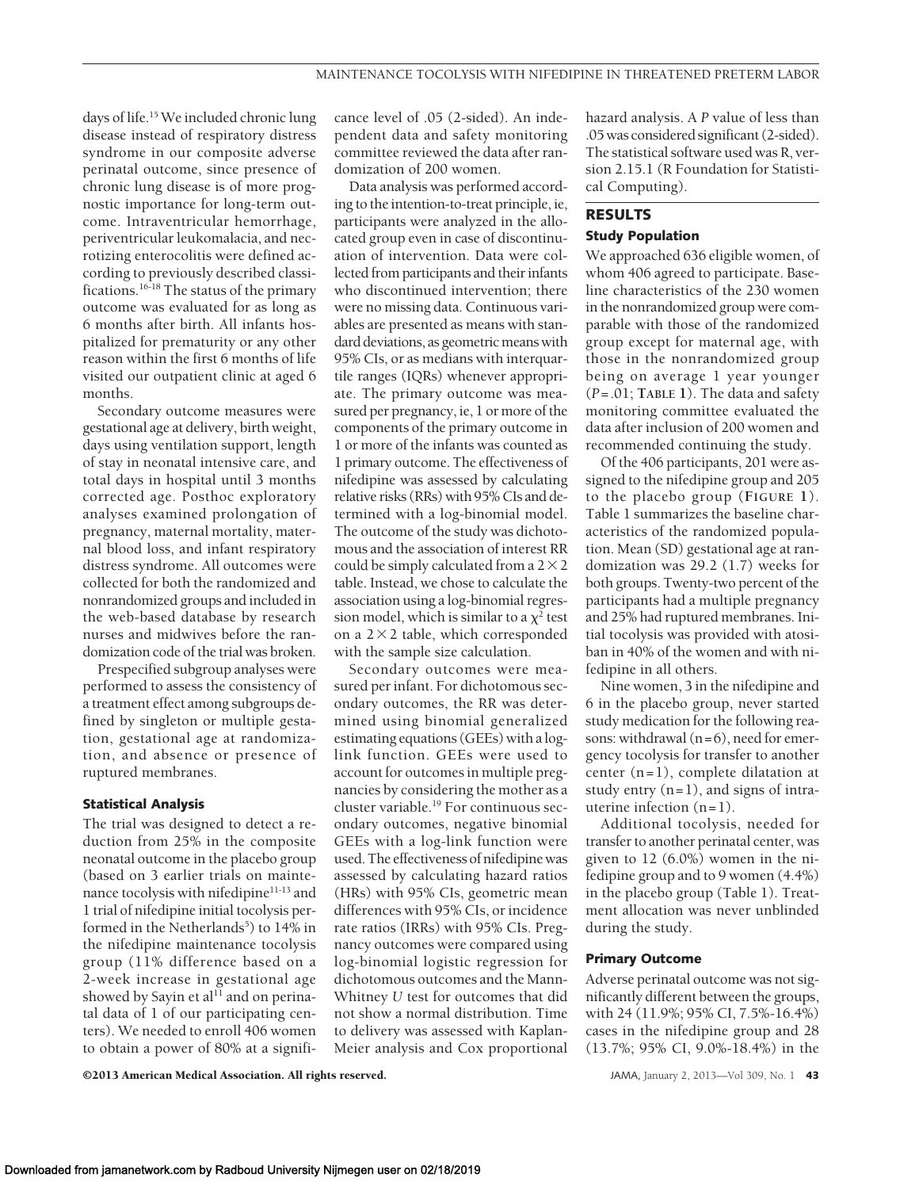days of life.[15] We included chronic lung disease instead of respiratory distress syndrome in our composite adverse perinatal outcome, since presence of chronic lung disease is of more prognostic importance for long-term outcome. Intraventricular hemorrhage, periventricular leukomalacia, and necrotizing enterocolitis were defined according to previously described classifications.[16-18] The status of the primary outcome was evaluated for as long as 6 months after birth. All infants hospitalized for prematurity or any other reason within the first 6 months of life visited our outpatient clinic at aged 6 months.

Secondary outcome measures were gestational age at delivery, birth weight, days using ventilation support, length of stay in neonatal intensive care, and total days in hospital until 3 months corrected age. Posthoc exploratory analyses examined prolongation of pregnancy, maternal mortality, maternal blood loss, and infant respiratory distress syndrome. All outcomes were collected for both the randomized and nonrandomized groups and included in the web-based database by research nurses and midwives before the randomization code of the trial was broken.

Prespecified subgroup analyses were performed to assess the consistency of a treatment effect among subgroups defined by singleton or multiple gestation, gestational age at randomization, and absence or presence of ruptured membranes.

### Statistical Analysis

The trial was designed to detect a reduction from 25% in the composite neonatal outcome in the placebo group (based on 3 earlier trials on maintenance tocolysis with nifedipine[11-13] and 1 trial of nifedipine initial tocolysis performed in the Netherlands[5]) to 14% in the nifedipine maintenance tocolysis group (11% difference based on a 2-week increase in gestational age showed by Sayin et al[11] and on perinatal data of 1 of our participating centers). We needed to enroll 406 women to obtain a power of 80% at a significance level of .05 (2-sided). An independent data and safety monitoring committee reviewed the data after randomization of 200 women.

Data analysis was performed according to the intention-to-treat principle, ie, participants were analyzed in the allocated group even in case of discontinuation of intervention. Data were collected from participants and their infants who discontinued intervention; there were no missing data. Continuous variables are presented as means with standard deviations, as geometric means with 95% CIs, or as medians with interquartile ranges (IQRs) whenever appropriate. The primary outcome was measured per pregnancy, ie, 1 or more of the components of the primary outcome in 1 or more of the infants was counted as 1 primary outcome. The effectiveness of nifedipine was assessed by calculating relative risks (RRs) with 95% CIs and determined with a log-binomial model. The outcome of the study was dichotomous and the association of interest RR could be simply calculated from a $2 \times 2$ table. Instead, we chose to calculate the association using a log-binomial regression model, which is similar to a $\chi^2$ test on a $2 \times 2$ table, which corresponded with the sample size calculation.

Secondary outcomes were measured per infant. For dichotomous secondary outcomes, the RR was determined using binomial generalized estimating equations (GEEs) with a log-link function. GEEs were used to account for outcomes in multiple pregnancies by considering the mother as a cluster variable.[19] For continuous secondary outcomes, negative binomial GEEs with a log-link function were used. The effectiveness of nifedipine was assessed by calculating hazard ratios (HRs) with 95% CIs, geometric mean differences with 95% CIs, or incidence rate ratios (IRRs) with 95% CIs. Pregnancy outcomes were compared using log-binomial logistic regression for dichotomous outcomes and the Mann-Whitney *U* test for outcomes that did not show a normal distribution. Time to delivery was assessed with Kaplan-Meier analysis and Cox proportional hazard analysis. A *P* value of less than .05 was considered significant (2-sided). The statistical software used was R, version 2.15.1 (R Foundation for Statistical Computing).

## RESULTS

### Study Population

We approached 636 eligible women, of whom 406 agreed to participate. Baseline characteristics of the 230 women in the nonrandomized group were comparable with those of the randomized group except for maternal age, with those in the nonrandomized group being on average 1 year younger ($P = .01$; TABLE 1). The data and safety monitoring committee evaluated the data after inclusion of 200 women and recommended continuing the study.

Of the 406 participants, 201 were assigned to the nifedipine group and 205 to the placebo group (FIGURE 1). Table 1 summarizes the baseline characteristics of the randomized population. Mean (SD) gestational age at randomization was 29.2 (1.7) weeks for both groups. Twenty-two percent of the participants had a multiple pregnancy and 25% had ruptured membranes. Initial tocolysis was provided with atosiban in 40% of the women and with nifedipine in all others.

Nine women, 3 in the nifedipine and 6 in the placebo group, never started study medication for the following reasons: withdrawal (n=6), need for emergency tocolysis for transfer to another center (n=1), complete dilatation at study entry (n=1), and signs of intrauterine infection (n=1).

Additional tocolysis, needed for transfer to another perinatal center, was given to 12 (6.0%) women in the nifedipine group and to 9 women (4.4%) in the placebo group (Table 1). Treatment allocation was never unblinded during the study.

### Primary Outcome

Adverse perinatal outcome was not significantly different between the groups, with 24 (11.9%; 95% CI, 7.5%-16.4%) cases in the nifedipine group and 28 (13.7%; 95% CI, 9.0%-18.4%) in the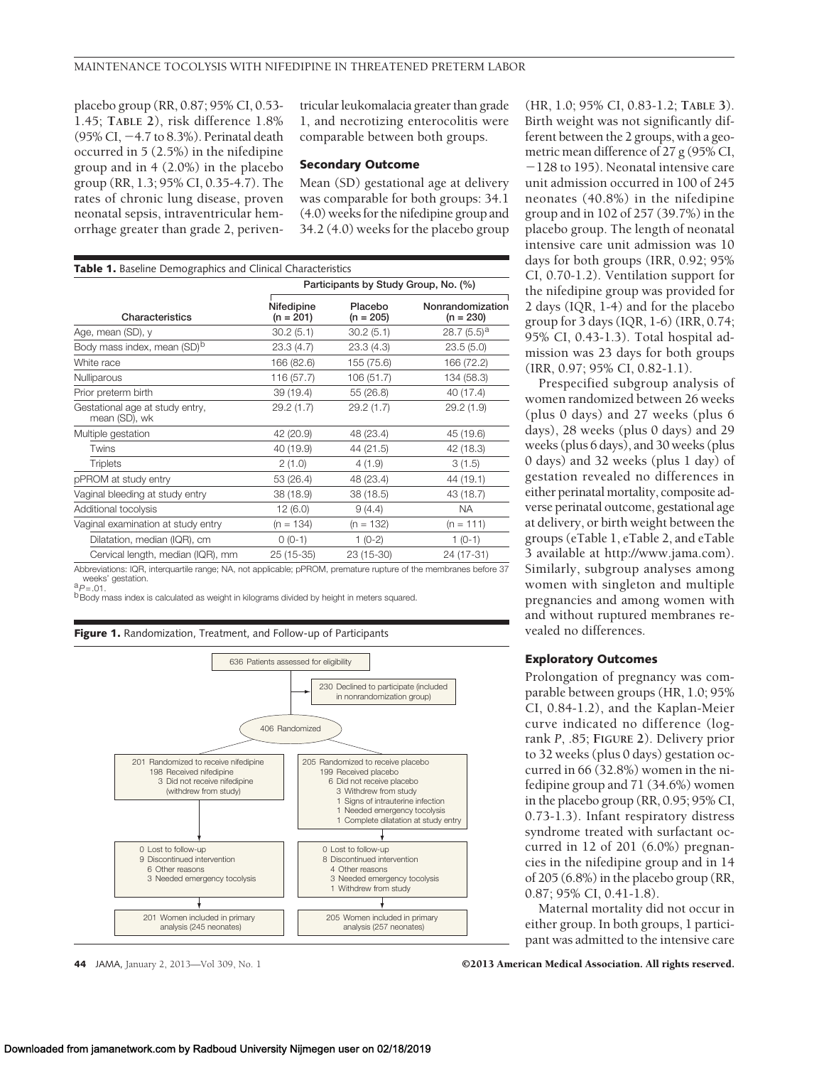placebo group (RR, 0.87; 95% CI, 0.53-1.45; **TABLE 2**), risk difference 1.8% (95% CI, −4.7 to 8.3%). Perinatal death occurred in 5 (2.5%) in the nifedipine group and in 4 (2.0%) in the placebo group (RR, 1.3; 95% CI, 0.35-4.7). The rates of chronic lung disease, proven neonatal sepsis, intraventricular hemorrhage greater than grade 2, periventricular leukomalacia greater than grade 1, and necrotizing enterocolitis were comparable between both groups.

### Secondary Outcome

Mean (SD) gestational age at delivery was comparable for both groups: 34.1 (4.0) weeks for the nifedipine group and 34.2 (4.0) weeks for the placebo group (HR, 1.0; 95% CI, 0.83-1.2; **TABLE 3**). Birth weight was not significantly different between the 2 groups, with a geometric mean difference of 27 g (95% CI, −128 to 195). Neonatal intensive care unit admission occurred in 100 of 245 neonates (40.8%) in the nifedipine group and in 102 of 257 (39.7%) in the placebo group. The length of neonatal intensive care unit admission was 10 days for both groups (IRR, 0.92; 95% CI, 0.70-1.2). Ventilation support for the nifedipine group was provided for 2 days (IQR, 1-4) and for the placebo group for 3 days (IQR, 1-6) (IRR, 0.74; 95% CI, 0.43-1.3). Total hospital admission was 23 days for both groups (IRR, 0.97; 95% CI, 0.82-1.1).

Prespecified subgroup analysis of women randomized between 26 weeks (plus 0 days) and 27 weeks (plus 6 days), 28 weeks (plus 0 days) and 29 weeks (plus 6 days), and 30 weeks (plus 0 days) and 32 weeks (plus 1 day) of gestation revealed no differences in either perinatal mortality, composite adverse perinatal outcome, gestational age at delivery, or birth weight between the groups (eTable 1, eTable 2, and eTable 3 available at http://www.jama.com). Similarly, subgroup analyses among women with singleton and multiple pregnancies and among women with and without ruptured membranes revealed no differences.

### Exploratory Outcomes

Prolongation of pregnancy was comparable between groups (HR, 1.0; 95% CI, 0.84-1.2), and the Kaplan-Meier curve indicated no difference (log-rank *P*, .85; **FIGURE 2**). Delivery prior to 32 weeks (plus 0 days) gestation occurred in 66 (32.8%) women in the nifedipine group and 71 (34.6%) women in the placebo group (RR, 0.95; 95% CI, 0.73-1.3). Infant respiratory distress syndrome treated with surfactant occurred in 12 of 201 (6.0%) pregnancies in the nifedipine group and in 14 of 205 (6.8%) in the placebo group (RR, 0.87; 95% CI, 0.41-1.8).

Maternal mortality did not occur in either group. In both groups, 1 participant was admitted to the intensive care

**Table 1.** Baseline Demographics and Clinical Characteristics

| | Participants by Study Group, No. (%) | | |
|---|---|---|---|
| Characteristics | Nifedipine (n = 201) | Placebo (n = 205) | Nonrandomization (n = 230) |
| Age, mean (SD), y | 30.2 (5.1) | 30.2 (5.1) | 28.7 (5.5)[a] |
| Body mass index, mean (SD)[b] | 23.3 (4.7) | 23.3 (4.3) | 23.5 (5.0) |
| White race | 166 (82.6) | 155 (75.6) | 166 (72.2) |
| Nulliparous | 116 (57.7) | 106 (51.7) | 134 (58.3) |
| Prior preterm birth | 39 (19.4) | 55 (26.8) | 40 (17.4) |
| Gestational age at study entry, mean (SD), wk | 29.2 (1.7) | 29.2 (1.7) | 29.2 (1.9) |
| Multiple gestation | 42 (20.9) | 48 (23.4) | 45 (19.6) |
| Twins | 40 (19.9) | 44 (21.5) | 42 (18.3) |
| Triplets | 2 (1.0) | 4 (1.9) | 3 (1.5) |
| pPROM at study entry | 53 (26.4) | 48 (23.4) | 44 (19.1) |
| Vaginal bleeding at study entry | 38 (18.9) | 38 (18.5) | 43 (18.7) |
| Additional tocolysis | 12 (6.0) | 9 (4.4) | NA |
| Vaginal examination at study entry | (n = 134) | (n = 132) | (n = 111) |
| Dilatation, median (IQR), cm | 0 (0-1) | 1 (0-2) | 1 (0-1) |
| Cervical length, median (IQR), mm | 25 (15-35) | 23 (15-30) | 24 (17-31) |

Abbreviations: IQR, interquartile range; NA, not applicable; pPROM, premature rupture of the membranes before 37 weeks' gestation.
[a] $P = .01$.
[b] Body mass index is calculated as weight in kilograms divided by height in meters squared.

**Figure 1.** Randomization, Treatment, and Follow-up of Participants

636 Patients assessed for eligibility

230 Declined to participate (included in nonrandomization group)

406 Randomized

201 Randomized to receive nifedipine
- 198 Received nifedipine
- 3 Did not receive nifedipine (withdrew from study)

205 Randomized to receive placebo
- 199 Received placebo
- 6 Did not receive placebo
  - 3 Withdrew from study
  - 1 Signs of intrauterine infection
  - 1 Needed emergency tocolysis
  - 1 Complete dilatation at study entry

0 Lost to follow-up
- 9 Discontinued intervention
  - 6 Other reasons
  - 3 Needed emergency tocolysis

0 Lost to follow-up
- 8 Discontinued intervention
  - 4 Other reasons
  - 3 Needed emergency tocolysis
  - 1 Withdrew from study

201 Women included in primary analysis (245 neonates)

205 Women included in primary analysis (257 neonates)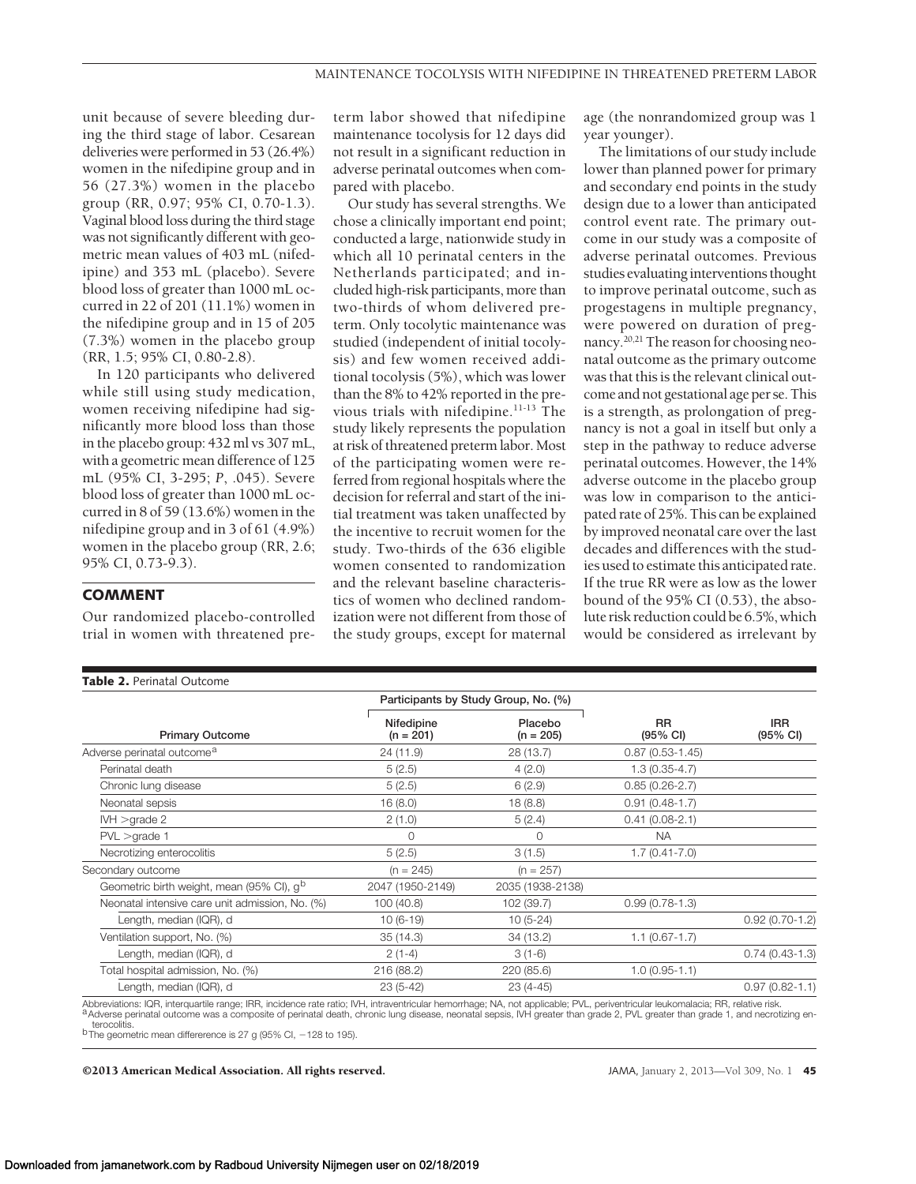unit because of severe bleeding during the third stage of labor. Cesarean deliveries were performed in 53 (26.4%) women in the nifedipine group and in 56 (27.3%) women in the placebo group (RR, 0.97; 95% CI, 0.70-1.3). Vaginal blood loss during the third stage was not significantly different with geometric mean values of 403 mL (nifedipine) and 353 mL (placebo). Severe blood loss of greater than 1000 mL occurred in 22 of 201 (11.1%) women in the nifedipine group and in 15 of 205 (7.3%) women in the placebo group (RR, 1.5; 95% CI, 0.80-2.8).

In 120 participants who delivered while still using study medication, women receiving nifedipine had significantly more blood loss than those in the placebo group: 432 ml vs 307 mL, with a geometric mean difference of 125 mL (95% CI, 3-295; *P*, .045). Severe blood loss of greater than 1000 mL occurred in 8 of 59 (13.6%) women in the nifedipine group and in 3 of 61 (4.9%) women in the placebo group (RR, 2.6; 95% CI, 0.73-9.3).

## COMMENT

Our randomized placebo-controlled trial in women with threatened preterm labor showed that nifedipine maintenance tocolysis for 12 days did not result in a significant reduction in adverse perinatal outcomes when compared with placebo.

Our study has several strengths. We chose a clinically important end point; conducted a large, nationwide study in which all 10 perinatal centers in the Netherlands participated; and included high-risk participants, more than two-thirds of whom delivered preterm. Only tocolytic maintenance was studied (independent of initial tocolysis) and few women received additional tocolysis (5%), which was lower than the 8% to 42% reported in the previous trials with nifedipine.[11-13] The study likely represents the population at risk of threatened preterm labor. Most of the participating women were referred from regional hospitals where the decision for referral and start of the initial treatment was taken unaffected by the incentive to recruit women for the study. Two-thirds of the 636 eligible women consented to randomization and the relevant baseline characteristics of women who declined randomization were not different from those of the study groups, except for maternal age (the nonrandomized group was 1 year younger).

The limitations of our study include lower than planned power for primary and secondary end points in the study design due to a lower than anticipated control event rate. The primary outcome in our study was a composite of adverse perinatal outcomes. Previous studies evaluating interventions thought to improve perinatal outcome, such as progestagens in multiple pregnancy, were powered on duration of pregnancy.[20,21] The reason for choosing neonatal outcome as the primary outcome was that this is the relevant clinical outcome and not gestational age per se. This is a strength, as prolongation of pregnancy is not a goal in itself but only a step in the pathway to reduce adverse perinatal outcomes. However, the 14% adverse outcome in the placebo group was low in comparison to the anticipated rate of 25%. This can be explained by improved neonatal care over the last decades and differences with the studies used to estimate this anticipated rate. If the true RR were as low as the lower bound of the 95% CI (0.53), the absolute risk reduction could be 6.5%, which would be considered as irrelevant by

**Table 2.** Perinatal Outcome

| | Participants by Study Group, No. (%) | | | |
|---|---|---|---|---|
| **Primary Outcome** | **Nifedipine (n = 201)** | **Placebo (n = 205)** | **RR (95% CI)** | **IRR (95% CI)** |
| Adverse perinatal outcome[a] | 24 (11.9) | 28 (13.7) | 0.87 (0.53-1.45) | |
| Perinatal death | 5 (2.5) | 4 (2.0) | 1.3 (0.35-4.7) | |
| Chronic lung disease | 5 (2.5) | 6 (2.9) | 0.85 (0.26-2.7) | |
| Neonatal sepsis | 16 (8.0) | 18 (8.8) | 0.91 (0.48-1.7) | |
| IVH >grade 2 | 2 (1.0) | 5 (2.4) | 0.41 (0.08-2.1) | |
| PVL >grade 1 | 0 | 0 | NA | |
| Necrotizing enterocolitis | 5 (2.5) | 3 (1.5) | 1.7 (0.41-7.0) | |
| Secondary outcome | (n = 245) | (n = 257) | | |
| Geometric birth weight, mean (95% CI), g[b] | 2047 (1950-2149) | 2035 (1938-2138) | | |
| Neonatal intensive care unit admission, No. (%) | 100 (40.8) | 102 (39.7) | 0.99 (0.78-1.3) | |
| Length, median (IQR), d | 10 (6-19) | 10 (5-24) | | 0.92 (0.70-1.2) |
| Ventilation support, No. (%) | 35 (14.3) | 34 (13.2) | 1.1 (0.67-1.7) | |
| Length, median (IQR), d | 2 (1-4) | 3 (1-6) | | 0.74 (0.43-1.3) |
| Total hospital admission, No. (%) | 216 (88.2) | 220 (85.6) | 1.0 (0.95-1.1) | |
| Length, median (IQR), d | 23 (5-42) | 23 (4-45) | | 0.97 (0.82-1.1) |

Abbreviations: IQR, interquartile range; IRR, incidence rate ratio; IVH, intraventricular hemorrhage; NA, not applicable; PVL, periventricular leukomalacia; RR, relative risk.
[a]Adverse perinatal outcome was a composite of perinatal death, chronic lung disease, neonatal sepsis, IVH greater than grade 2, PVL greater than grade 1, and necrotizing enterocolitis.
[b]The geometric mean differerence is 27 g (95% CI, −128 to 195).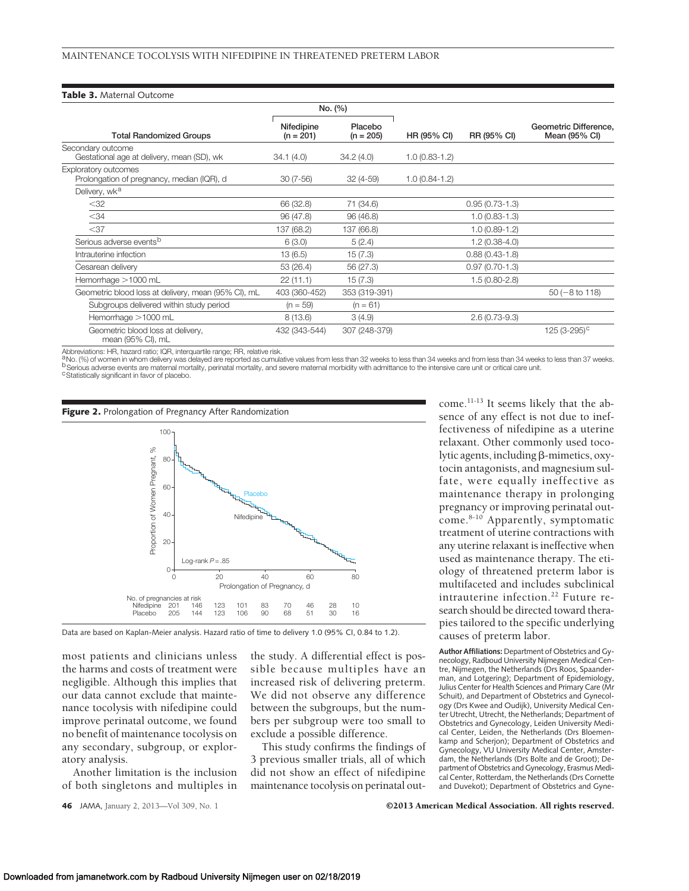**Table 3.** Maternal Outcome

| Total Randomized Groups | No. (%) Nifedipine (n = 201) | No. (%) Placebo (n = 205) | HR (95% CI) | RR (95% CI) | Geometric Difference, Mean (95% CI) |
|---|---|---|---|---|---|
| Secondary outcome | | | | | |
| Gestational age at delivery, mean (SD), wk | 34.1 (4.0) | 34.2 (4.0) | 1.0 (0.83-1.2) | | |
| Exploratory outcomes | | | | | |
| Prolongation of pregnancy, median (IQR), d | 30 (7-56) | 32 (4-59) | 1.0 (0.84-1.2) | | |
| Delivery, wk[a] | | | | | |
| <32 | 66 (32.8) | 71 (34.6) | | 0.95 (0.73-1.3) | |
| <34 | 96 (47.8) | 96 (46.8) | | 1.0 (0.83-1.3) | |
| <37 | 137 (68.2) | 137 (66.8) | | 1.0 (0.89-1.2) | |
| Serious adverse events[b] | 6 (3.0) | 5 (2.4) | | 1.2 (0.38-4.0) | |
| Intrauterine infection | 13 (6.5) | 15 (7.3) | | 0.88 (0.43-1.8) | |
| Cesarean delivery | 53 (26.4) | 56 (27.3) | | 0.97 (0.70-1.3) | |
| Hemorrhage >1000 mL | 22 (11.1) | 15 (7.3) | | 1.5 (0.80-2.8) | |
| Geometric blood loss at delivery, mean (95% CI), mL | 403 (360-452) | 353 (319-391) | | | 50 (−8 to 118) |
| Subgroups delivered within study period | (n = 59) | (n = 61) | | | |
| Hemorrhage >1000 mL | 8 (13.6) | 3 (4.9) | | 2.6 (0.73-9.3) | |
| Geometric blood loss at delivery, mean (95% CI), mL | 432 (343-544) | 307 (248-379) | | | 125 (3-295)[c] |

Abbreviations: HR, hazard ratio; IQR, interquartile range; RR, relative risk.
[a] No. (%) of women in whom delivery was delayed are reported as cumulative values from less than 32 weeks to less than 34 weeks and from less than 34 weeks to less than 37 weeks.
[b] Serious adverse events are maternal mortality, perinatal mortality, and severe maternal morbidity with admittance to the intensive care unit or critical care unit.
[c] Statistically significant in favor of placebo.

**Figure 2.** Prolongation of Pregnancy After Randomization

Data are based on Kaplan-Meier analysis. Hazard ratio of time to delivery 1.0 (95% CI, 0.84 to 1.2).

most patients and clinicians unless the harms and costs of treatment were negligible. Although this implies that our data cannot exclude that maintenance tocolysis with nifedipine could improve perinatal outcome, we found no benefit of maintenance tocolysis on any secondary, subgroup, or exploratory analysis.

Another limitation is the inclusion of both singletons and multiples in the study. A differential effect is possible because multiples have an increased risk of delivering preterm. We did not observe any difference between the subgroups, but the numbers per subgroup were too small to exclude a possible difference.

This study confirms the findings of 3 previous smaller trials, all of which did not show an effect of nifedipine maintenance tocolysis on perinatal outcome.[11-13] It seems likely that the absence of any effect is not due to ineffectiveness of nifedipine as a uterine relaxant. Other commonly used tocolytic agents, including β-mimetics, oxytocin antagonists, and magnesium sulfate, were equally ineffective as maintenance therapy in prolonging pregnancy or improving perinatal outcome.[8-10] Apparently, symptomatic treatment of uterine contractions with any uterine relaxant is ineffective when used as maintenance therapy. The etiology of threatened preterm labor is multifaceted and includes subclinical intrauterine infection.[22] Future research should be directed toward therapies tailored to the specific underlying causes of preterm labor.

**Author Affiliations:** Department of Obstetrics and Gynecology, Radboud University Nijmegen Medical Centre, Nijmegen, the Netherlands (Drs Roos, Spaanderman, and Lotgering); Department of Epidemiology, Julius Center for Health Sciences and Primary Care (Mr Schuit), and Department of Obstetrics and Gynecology (Drs Kwee and Oudijk), University Medical Center Utrecht, Utrecht, the Netherlands; Department of Obstetrics and Gynecology, Leiden University Medical Center, Leiden, the Netherlands (Drs Bloemenkamp and Scherjon); Department of Obstetrics and Gynecology, VU University Medical Center, Amsterdam, the Netherlands (Drs Bolte and de Groot); Department of Obstetrics and Gynecology, Erasmus Medical Center, Rotterdam, the Netherlands (Drs Cornette and Duvekot); Department of Obstetrics and Gyne-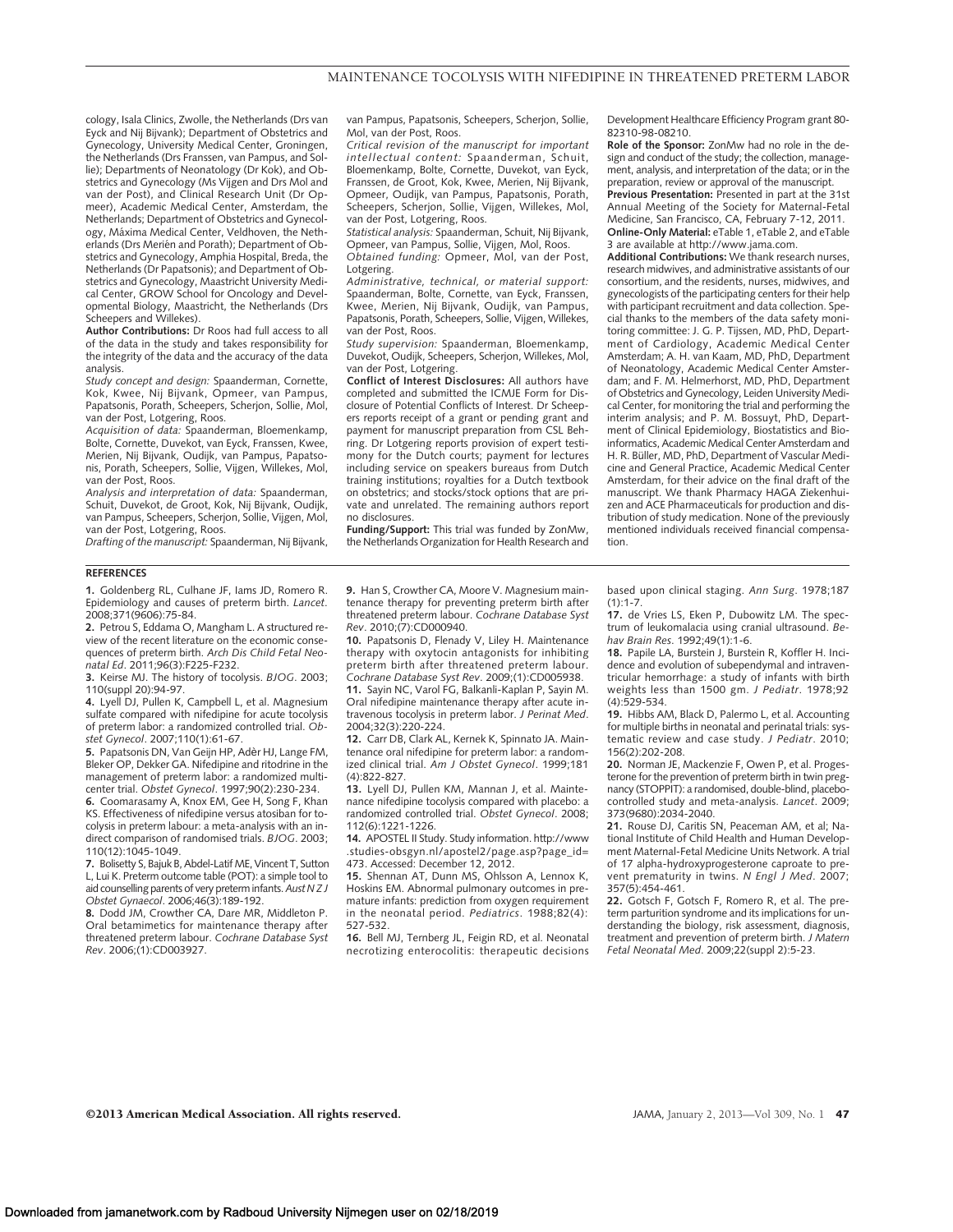cology, Isala Clinics, Zwolle, the Netherlands (Drs van Eyck and Nij Bijvank); Department of Obstetrics and Gynecology, University Medical Center, Groningen, the Netherlands (Drs Franssen, van Pampus, and Sollie); Departments of Neonatology (Dr Kok), and Obstetrics and Gynecology (Ms Vijgen and Drs Mol and van der Post), and Clinical Research Unit (Dr Opmeer), Academic Medical Center, Amsterdam, the Netherlands; Department of Obstetrics and Gynecology, Máxima Medical Center, Veldhoven, the Netherlands (Drs Meriën and Porath); Department of Obstetrics and Gynecology, Amphia Hospital, Breda, the Netherlands (Dr Papatsonis); and Department of Obstetrics and Gynecology, Maastricht University Medical Center, GROW School for Oncology and Developmental Biology, Maastricht, the Netherlands (Drs Scheepers and Willekes).

**Author Contributions:** Dr Roos had full access to all of the data in the study and takes responsibility for the integrity of the data and the accuracy of the data analysis.

*Study concept and design:* Spaanderman, Cornette, Kok, Kwee, Nij Bijvank, Opmeer, van Pampus, Papatsonis, Porath, Scheepers, Scherjon, Sollie, Mol, van der Post, Lotgering, Roos.

*Acquisition of data:* Spaanderman, Bloemenkamp, Bolte, Cornette, Duvekot, van Eyck, Franssen, Kwee, Merien, Nij Bijvank, Oudijk, van Pampus, Papatsonis, Porath, Scheepers, Sollie, Vijgen, Willekes, Mol, van der Post, Roos.

*Analysis and interpretation of data:* Spaanderman, Schuit, Duvekot, de Groot, Kok, Nij Bijvank, Oudijk, van Pampus, Scheepers, Scherjon, Sollie, Vijgen, Mol, van der Post, Lotgering, Roos.

*Drafting of the manuscript:* Spaanderman, Nij Bijvank, van Pampus, Papatsonis, Scheepers, Scherjon, Sollie, Mol, van der Post, Roos.

*Critical revision of the manuscript for important intellectual content:* Spaanderman, Schuit, Bloemenkamp, Bolte, Cornette, Duvekot, van Eyck, Franssen, de Groot, Kok, Kwee, Merien, Nij Bijvank, Opmeer, Oudijk, van Pampus, Papatsonis, Porath, Scheepers, Scherjon, Sollie, Vijgen, Willekes, Mol, van der Post, Lotgering, Roos.

*Statistical analysis:* Spaanderman, Schuit, Nij Bijvank, Opmeer, van Pampus, Sollie, Vijgen, Mol, Roos.

*Obtained funding:* Opmeer, Mol, van der Post, Lotgering.

*Administrative, technical, or material support:* Spaanderman, Bolte, Cornette, van Eyck, Franssen, Kwee, Merien, Nij Bijvank, Oudijk, van Pampus, Papatsonis, Porath, Scheepers, Sollie, Vijgen, Willekes, van der Post, Roos.

*Study supervision:* Spaanderman, Bloemenkamp, Duvekot, Oudijk, Scheepers, Scherjon, Willekes, Mol, van der Post, Lotgering.

**Conflict of Interest Disclosures:** All authors have completed and submitted the ICMJE Form for Disclosure of Potential Conflicts of Interest. Dr Scheepers reports receipt of a grant or pending grant and payment for manuscript preparation from CSL Behring. Dr Lotgering reports provision of expert testimony for the Dutch courts; payment for lectures including service on speakers bureaus from Dutch training institutions; royalties for a Dutch textbook on obstetrics; and stocks/stock options that are private and unrelated. The remaining authors report no disclosures.

**Funding/Support:** This trial was funded by ZonMw, the Netherlands Organization for Health Research and Development Healthcare Efficiency Program grant 80-82310-98-08210.

**Role of the Sponsor:** ZonMw had no role in the design and conduct of the study; the collection, management, analysis, and interpretation of the data; or in the preparation, review or approval of the manuscript.

**Previous Presentation:** Presented in part at the 31st Annual Meeting of the Society for Maternal-Fetal Medicine, San Francisco, CA, February 7-12, 2011.

**Online-Only Material:** eTable 1, eTable 2, and eTable 3 are available at http://www.jama.com.

**Additional Contributions:** We thank research nurses, research midwives, and administrative assistants of our consortium, and the residents, nurses, midwives, and gynecologists of the participating centers for their help with participant recruitment and data collection. Special thanks to the members of the data safety monitoring committee: J. G. P. Tijssen, MD, PhD, Department of Cardiology, Academic Medical Center Amsterdam; A. H. van Kaam, MD, PhD, Department of Neonatology, Academic Medical Center Amsterdam; and F. M. Helmerhorst, MD, PhD, Department of Obstetrics and Gynecology, Leiden University Medical Center, for monitoring the trial and performing the interim analysis; and P. M. Bossuyt, PhD, Department of Clinical Epidemiology, Biostatistics and Bioinformatics, Academic Medical Center Amsterdam and H. R. Büller, MD, PhD, Department of Vascular Medicine and General Practice, Academic Medical Center Amsterdam, for their advice on the final draft of the manuscript. We thank Pharmacy HAGA Ziekenhuizen and ACE Pharmaceuticals for production and distribution of study medication. None of the previously mentioned individuals received financial compensation.

## REFERENCES

1. Goldenberg RL, Culhane JF, Iams JD, Romero R. Epidemiology and causes of preterm birth. *Lancet*. 2008;371(9606):75-84.
2. Petrou S, Eddama O, Mangham L. A structured review of the recent literature on the economic consequences of preterm birth. *Arch Dis Child Fetal Neonatal Ed*. 2011;96(3):F225-F232.
3. Keirse MJ. The history of tocolysis. *BJOG*. 2003;110(suppl 20):94-97.
4. Lyell DJ, Pullen K, Campbell L, et al. Magnesium sulfate compared with nifedipine for acute tocolysis of preterm labor: a randomized controlled trial. *Obstet Gynecol*. 2007;110(1):61-67.
5. Papatsonis DN, Van Geijn HP, Adèr HJ, Lange FM, Bleker OP, Dekker GA. Nifedipine and ritodrine in the management of preterm labor: a randomized multicenter trial. *Obstet Gynecol*. 1997;90(2):230-234.
6. Coomarasamy A, Knox EM, Gee H, Song F, Khan KS. Effectiveness of nifedipine versus atosiban for tocolysis in preterm labour: a meta-analysis with an indirect comparison of randomised trials. *BJOG*. 2003;110(12):1045-1049.
7. Bolisetty S, Bajuk B, Abdel-Latif ME, Vincent T, Sutton L, Lui K. Preterm outcome table (POT): a simple tool to aid counselling parents of very preterm infants. *Aust N Z J Obstet Gynaecol*. 2006;46(3):189-192.
8. Dodd JM, Crowther CA, Dare MR, Middleton P. Oral betamimetics for maintenance therapy after threatened preterm labour. *Cochrane Database Syst Rev*. 2006;(1):CD003927.
9. Han S, Crowther CA, Moore V. Magnesium maintenance therapy for preventing preterm birth after threatened preterm labour. *Cochrane Database Syst Rev*. 2010;(7):CD000940.
10. Papatsonis D, Flenady V, Liley H. Maintenance therapy with oxytocin antagonists for inhibiting preterm birth after threatened preterm labour. *Cochrane Database Syst Rev*. 2009;(1):CD005938.
11. Sayin NC, Varol FG, Balkanli-Kaplan P, Sayin M. Oral nifedipine maintenance therapy after acute intravenous tocolysis in preterm labor. *J Perinat Med*. 2004;32(3):220-224.
12. Carr DB, Clark AL, Kernek K, Spinnato JA. Maintenance oral nifedipine for preterm labor: a randomized clinical trial. *Am J Obstet Gynecol*. 1999;181(4):822-827.
13. Lyell DJ, Pullen KM, Mannan J, et al. Maintenance nifedipine tocolysis compared with placebo: a randomized controlled trial. *Obstet Gynecol*. 2008;112(6):1221-1226.
14. APOSTEL II Study. Study information. http://www.studies-obsgyn.nl/apostel2/page.asp?page_id=473. Accessed: December 12, 2012.
15. Shennan AT, Dunn MS, Ohlsson A, Lennox K, Hoskins EM. Abnormal pulmonary outcomes in premature infants: prediction from oxygen requirement in the neonatal period. *Pediatrics*. 1988;82(4):527-532.
16. Bell MJ, Ternberg JL, Feigin RD, et al. Neonatal necrotizing enterocolitis: therapeutic decisions based upon clinical staging. *Ann Surg*. 1978;187(1):1-7.
17. de Vries LS, Eken P, Dubowitz LM. The spectrum of leukomalacia using cranial ultrasound. *Behav Brain Res*. 1992;49(1):1-6.
18. Papile LA, Burstein J, Burstein R, Koffler H. Incidence and evolution of subependymal and intraventricular hemorrhage: a study of infants with birth weights less than 1500 gm. *J Pediatr*. 1978;92(4):529-534.
19. Hibbs AM, Black D, Palermo L, et al. Accounting for multiple births in neonatal and perinatal trials: systematic review and case study. *J Pediatr*. 2010;156(2):202-208.
20. Norman JE, Mackenzie F, Owen P, et al. Progesterone for the prevention of preterm birth in twin pregnancy (STOPPIT): a randomised, double-blind, placebo-controlled study and meta-analysis. *Lancet*. 2009;373(9680):2034-2040.
21. Rouse DJ, Caritis SN, Peaceman AM, et al; National Institute of Child Health and Human Development Maternal-Fetal Medicine Units Network. A trial of 17 alpha-hydroxyprogesterone caproate to prevent prematurity in twins. *N Engl J Med*. 2007;357(5):454-461.
22. Gotsch F, Gotsch F, Romero R, et al. The preterm parturition syndrome and its implications for understanding the biology, risk assessment, diagnosis, treatment and prevention of preterm birth. *J Matern Fetal Neonatal Med*. 2009;22(suppl 2):5-23.